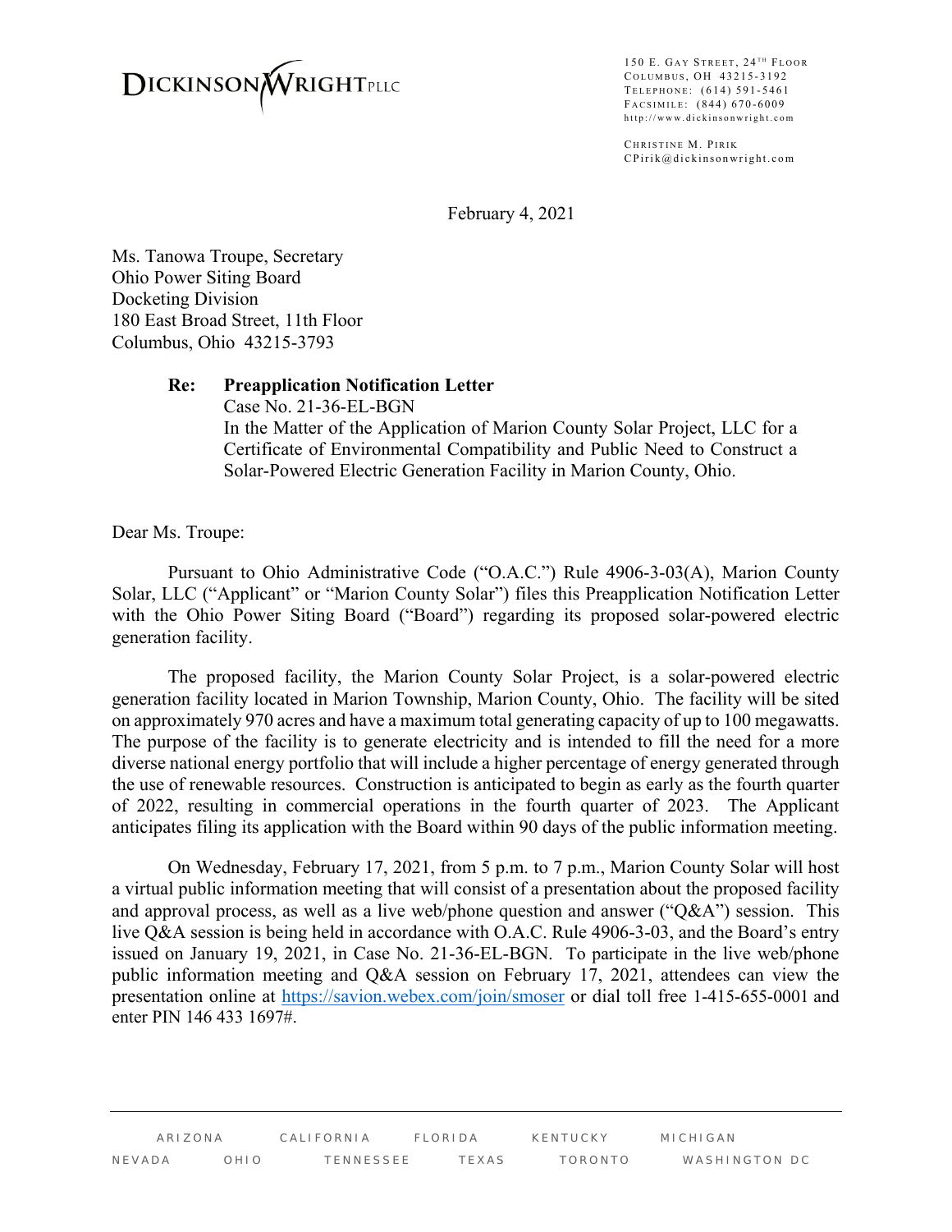DICKINSON WRIGHT PLLC

150 E. Gay Street, 24th Floor
Columbus, OH 43215-3192
Telephone: (614) 591-5461
Facsimile: (844) 670-6009
http://www.dickinsonwright.com

Christine M. Pirik
CPirik@dickinsonwright.com

February 4, 2021

Ms. Tanowa Troupe, Secretary
Ohio Power Siting Board
Docketing Division
180 East Broad Street, 11th Floor
Columbus, Ohio 43215-3793

**Re: Preapplication Notification Letter**
Case No. 21-36-EL-BGN
In the Matter of the Application of Marion County Solar Project, LLC for a Certificate of Environmental Compatibility and Public Need to Construct a Solar-Powered Electric Generation Facility in Marion County, Ohio.

Dear Ms. Troupe:

Pursuant to Ohio Administrative Code ("O.A.C.") Rule 4906-3-03(A), Marion County Solar, LLC ("Applicant" or "Marion County Solar") files this Preapplication Notification Letter with the Ohio Power Siting Board ("Board") regarding its proposed solar-powered electric generation facility.

The proposed facility, the Marion County Solar Project, is a solar-powered electric generation facility located in Marion Township, Marion County, Ohio. The facility will be sited on approximately 970 acres and have a maximum total generating capacity of up to 100 megawatts. The purpose of the facility is to generate electricity and is intended to fill the need for a more diverse national energy portfolio that will include a higher percentage of energy generated through the use of renewable resources. Construction is anticipated to begin as early as the fourth quarter of 2022, resulting in commercial operations in the fourth quarter of 2023. The Applicant anticipates filing its application with the Board within 90 days of the public information meeting.

On Wednesday, February 17, 2021, from 5 p.m. to 7 p.m., Marion County Solar will host a virtual public information meeting that will consist of a presentation about the proposed facility and approval process, as well as a live web/phone question and answer ("Q&A") session. This live Q&A session is being held in accordance with O.A.C. Rule 4906-3-03, and the Board's entry issued on January 19, 2021, in Case No. 21-36-EL-BGN. To participate in the live web/phone public information meeting and Q&A session on February 17, 2021, attendees can view the presentation online at https://savion.webex.com/join/smoser or dial toll free 1-415-655-0001 and enter PIN 146 433 1697#.

ARIZONA CALIFORNIA FLORIDA KENTUCKY MICHIGAN
NEVADA OHIO TENNESSEE TEXAS TORONTO WASHINGTON DC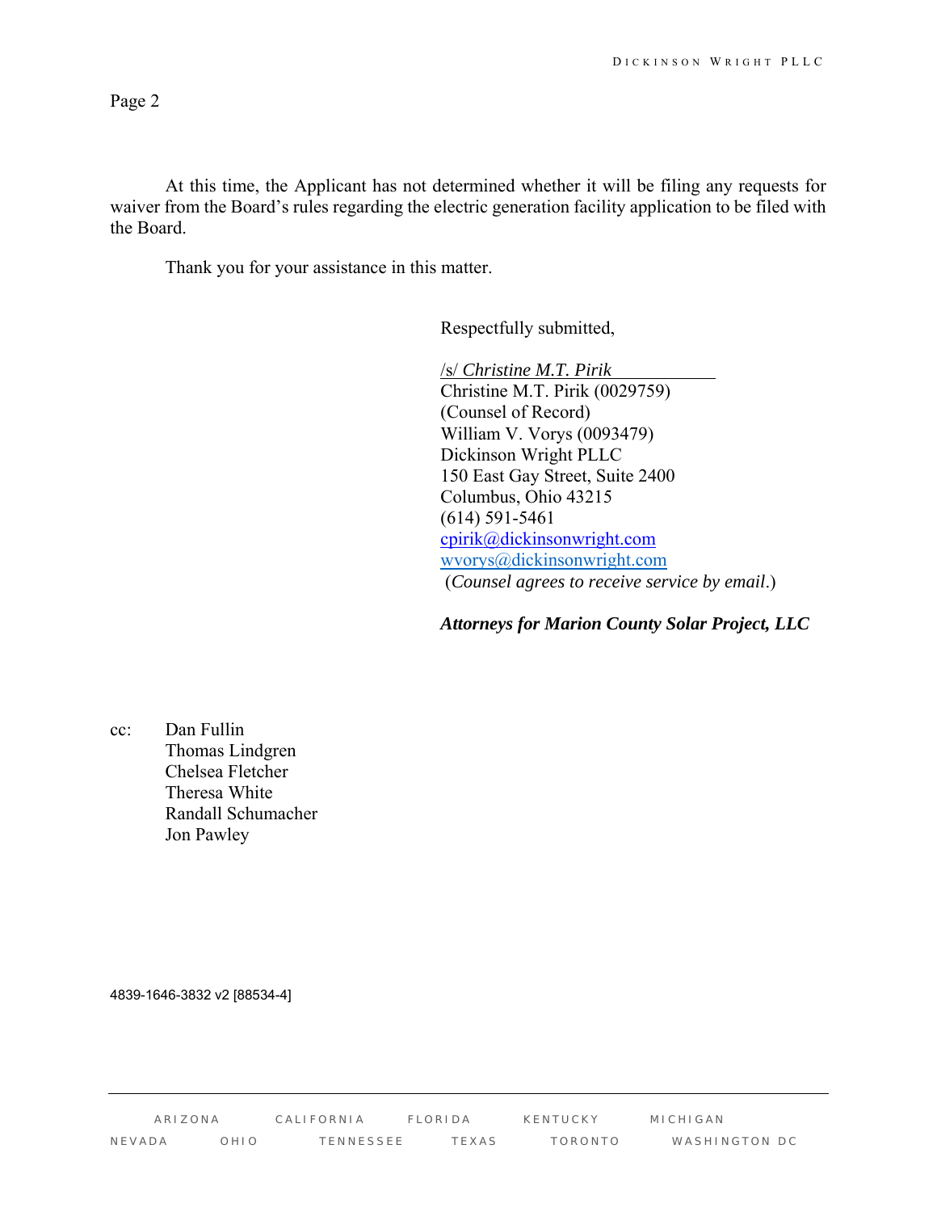At this time, the Applicant has not determined whether it will be filing any requests for waiver from the Board's rules regarding the electric generation facility application to be filed with the Board.

Thank you for your assistance in this matter.

Respectfully submitted,

/s/ *Christine M.T. Pirik*
Christine M.T. Pirik (0029759)
(Counsel of Record)
William V. Vorys (0093479)
Dickinson Wright PLLC
150 East Gay Street, Suite 2400
Columbus, Ohio 43215
(614) 591-5461
cpirik@dickinsonwright.com
wvorys@dickinsonwright.com
(*Counsel agrees to receive service by email*.)

***Attorneys for Marion County Solar Project, LLC***

cc: Dan Fullin
Thomas Lindgren
Chelsea Fletcher
Theresa White
Randall Schumacher
Jon Pawley

4839-1646-3832 v2 [88534-4]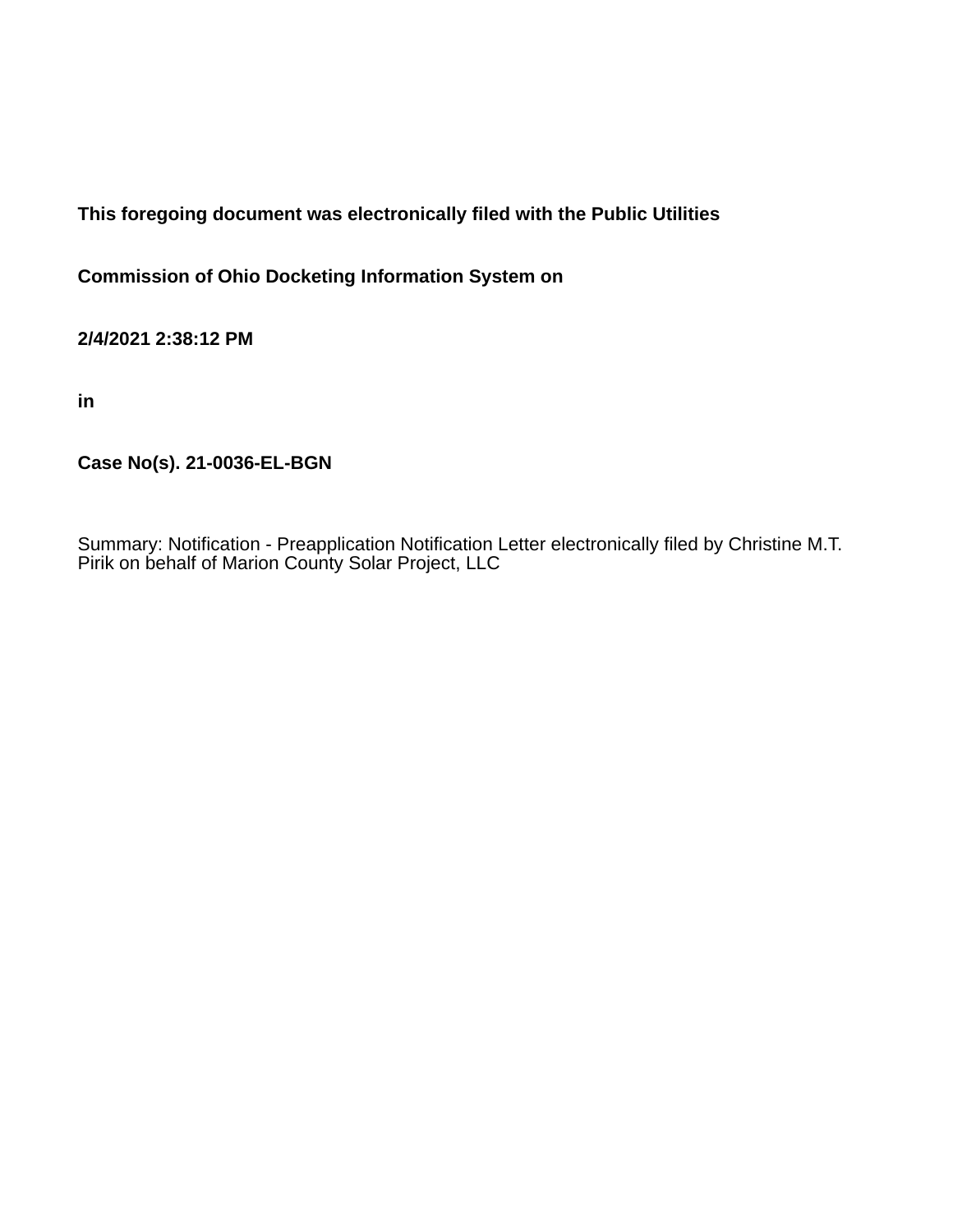**This foregoing document was electronically filed with the Public Utilities**

**Commission of Ohio Docketing Information System on**

**2/4/2021 2:38:12 PM**

**in**

**Case No(s). 21-0036-EL-BGN**

Summary: Notification - Preapplication Notification Letter electronically filed by Christine M.T. Pirik on behalf of Marion County Solar Project, LLC